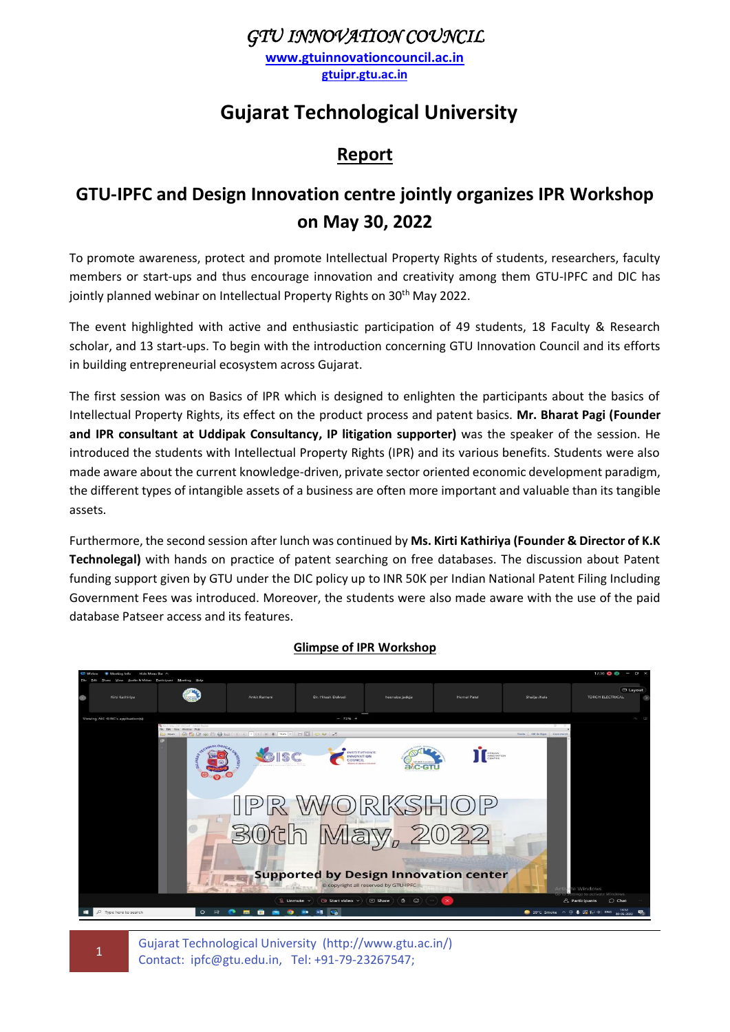*GTU INNOVATION COUNCIL*

www.gtuinnovationcouncil.ac.in

gtuipr.gtu.ac.in

# Gujarat Technological University

## Report

## GTU-IPFC and Design Innovation centre jointly organizes IPR Workshop on May 30, 2022

To promote awareness, protect and promote Intellectual Property Rights of students, researchers, faculty members or start-ups and thus encourage innovation and creativity among them GTU-IPFC and DIC has jointly planned webinar on Intellectual Property Rights on 30th May 2022.

The event highlighted with active and enthusiastic participation of 49 students, 18 Faculty & Research scholar, and 13 start-ups. To begin with the introduction concerning GTU Innovation Council and its efforts in building entrepreneurial ecosystem across Gujarat.

The first session was on Basics of IPR which is designed to enlighten the participants about the basics of Intellectual Property Rights, its effect on the product process and patent basics. **Mr. Bharat Pagi (Founder and IPR consultant at Uddipak Consultancy, IP litigation supporter)** was the speaker of the session. He introduced the students with Intellectual Property Rights (IPR) and its various benefits. Students were also made aware about the current knowledge-driven, private sector oriented economic development paradigm, the different types of intangible assets of a business are often more important and valuable than its tangible assets.

Furthermore, the second session after lunch was continued by **Ms. Kirti Kathiriya (Founder & Director of K.K Technolegal)** with hands on practice of patent searching on free databases. The discussion about Patent funding support given by GTU under the DIC policy up to INR 50K per Indian National Patent Filing Including Government Fees was introduced. Moreover, the students were also made aware with the use of the paid database Patseer access and its features.

**Glimpse of IPR Workshop**

Gujarat Technological University (http://www.gtu.ac.in/)
Contact: ipfc@gtu.edu.in, Tel: +91-79-23267547;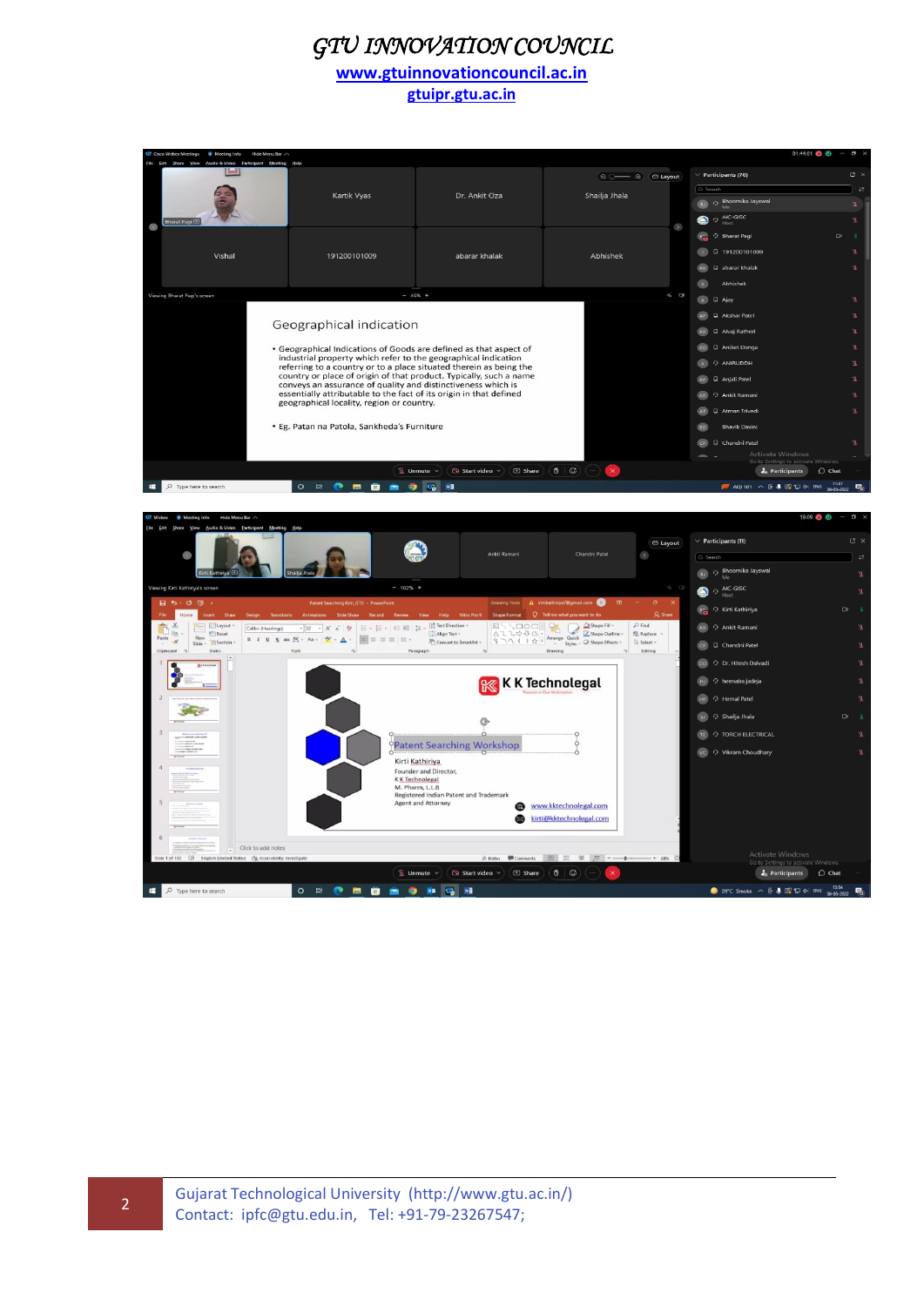# GTU INNOVATION COUNCIL

www.gtuinnovationcouncil.ac.in

gtuipr.gtu.ac.in

Gujarat Technological University (http://www.gtu.ac.in/)

Contact: ipfc@gtu.edu.in, Tel: +91-79-23267547;